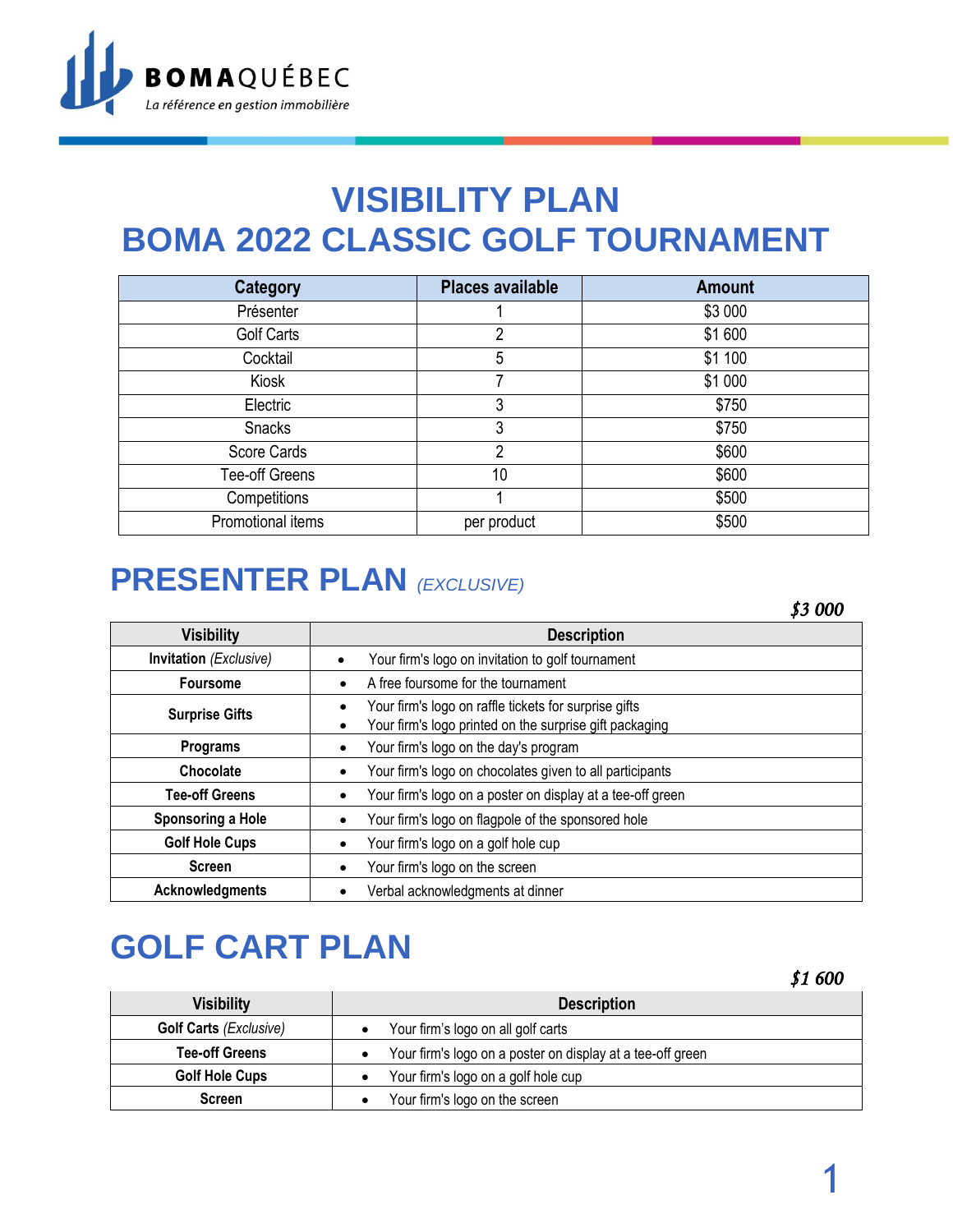BOMA QUÉBEC
*La référence en gestion immobilière*

# VISIBILITY PLAN
# BOMA 2022 CLASSIC GOLF TOURNAMENT

| Category | Places available | Amount |
|---|---|---|
| Présenter | 1 | $3 000 |
| Golf Carts | 2 | $1 600 |
| Cocktail | 5 | $1 100 |
| Kiosk | 7 | $1 000 |
| Electric | 3 | $750 |
| Snacks | 3 | $750 |
| Score Cards | 2 | $600 |
| Tee-off Greens | 10 | $600 |
| Competitions | 1 | $500 |
| Promotional items | per product | $500 |

## PRESENTER PLAN *(EXCLUSIVE)*

***$3 000***

| Visibility | Description |
|---|---|
| **Invitation** *(Exclusive)* | • Your firm's logo on invitation to golf tournament |
| **Foursome** | • A free foursome for the tournament |
| **Surprise Gifts** | • Your firm's logo on raffle tickets for surprise gifts<br>• Your firm's logo printed on the surprise gift packaging |
| **Programs** | • Your firm's logo on the day's program |
| **Chocolate** | • Your firm's logo on chocolates given to all participants |
| **Tee-off Greens** | • Your firm's logo on a poster on display at a tee-off green |
| **Sponsoring a Hole** | • Your firm's logo on flagpole of the sponsored hole |
| **Golf Hole Cups** | • Your firm's logo on a golf hole cup |
| **Screen** | • Your firm's logo on the screen |
| **Acknowledgments** | • Verbal acknowledgments at dinner |

## GOLF CART PLAN

***$1 600***

| Visibility | Description |
|---|---|
| **Golf Carts** *(Exclusive)* | • Your firm's logo on all golf carts |
| **Tee-off Greens** | • Your firm's logo on a poster on display at a tee-off green |
| **Golf Hole Cups** | • Your firm's logo on a golf hole cup |
| **Screen** | • Your firm's logo on the screen |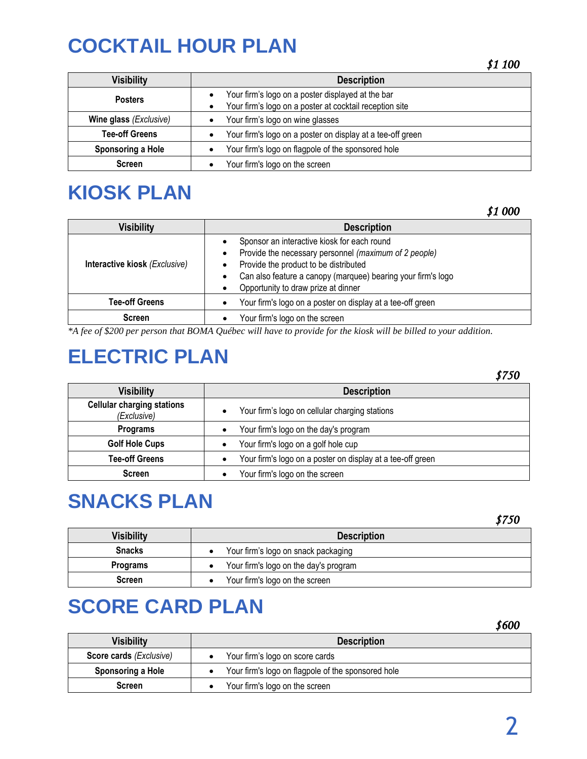# COCKTAIL HOUR PLAN

***$1 100***

| Visibility | Description |
| --- | --- |
| **Posters** | • Your firm's logo on a poster displayed at the bar<br>• Your firm's logo on a poster at cocktail reception site |
| **Wine glass** *(Exclusive)* | • Your firm's logo on wine glasses |
| **Tee-off Greens** | • Your firm's logo on a poster on display at a tee-off green |
| **Sponsoring a Hole** | • Your firm's logo on flagpole of the sponsored hole |
| **Screen** | • Your firm's logo on the screen |

# KIOSK PLAN

***$1 000***

| Visibility | Description |
| --- | --- |
| **Interactive kiosk** *(Exclusive)* | • Sponsor an interactive kiosk for each round<br>• Provide the necessary personnel *(maximum of 2 people)*<br>• Provide the product to be distributed<br>• Can also feature a canopy (marquee) bearing your firm's logo<br>• Opportunity to draw prize at dinner |
| **Tee-off Greens** | • Your firm's logo on a poster on display at a tee-off green |
| **Screen** | • Your firm's logo on the screen |

*\*A fee of $200 per person that BOMA Québec will have to provide for the kiosk will be billed to your addition.*

# ELECTRIC PLAN

***$750***

| Visibility | Description |
| --- | --- |
| **Cellular charging stations** *(Exclusive)* | • Your firm's logo on cellular charging stations |
| **Programs** | • Your firm's logo on the day's program |
| **Golf Hole Cups** | • Your firm's logo on a golf hole cup |
| **Tee-off Greens** | • Your firm's logo on a poster on display at a tee-off green |
| **Screen** | • Your firm's logo on the screen |

# SNACKS PLAN

***$750***

| Visibility | Description |
| --- | --- |
| **Snacks** | • Your firm's logo on snack packaging |
| **Programs** | • Your firm's logo on the day's program |
| **Screen** | • Your firm's logo on the screen |

# SCORE CARD PLAN

***$600***

| Visibility | Description |
| --- | --- |
| **Score cards** *(Exclusive)* | • Your firm's logo on score cards |
| **Sponsoring a Hole** | • Your firm's logo on flagpole of the sponsored hole |
| **Screen** | • Your firm's logo on the screen |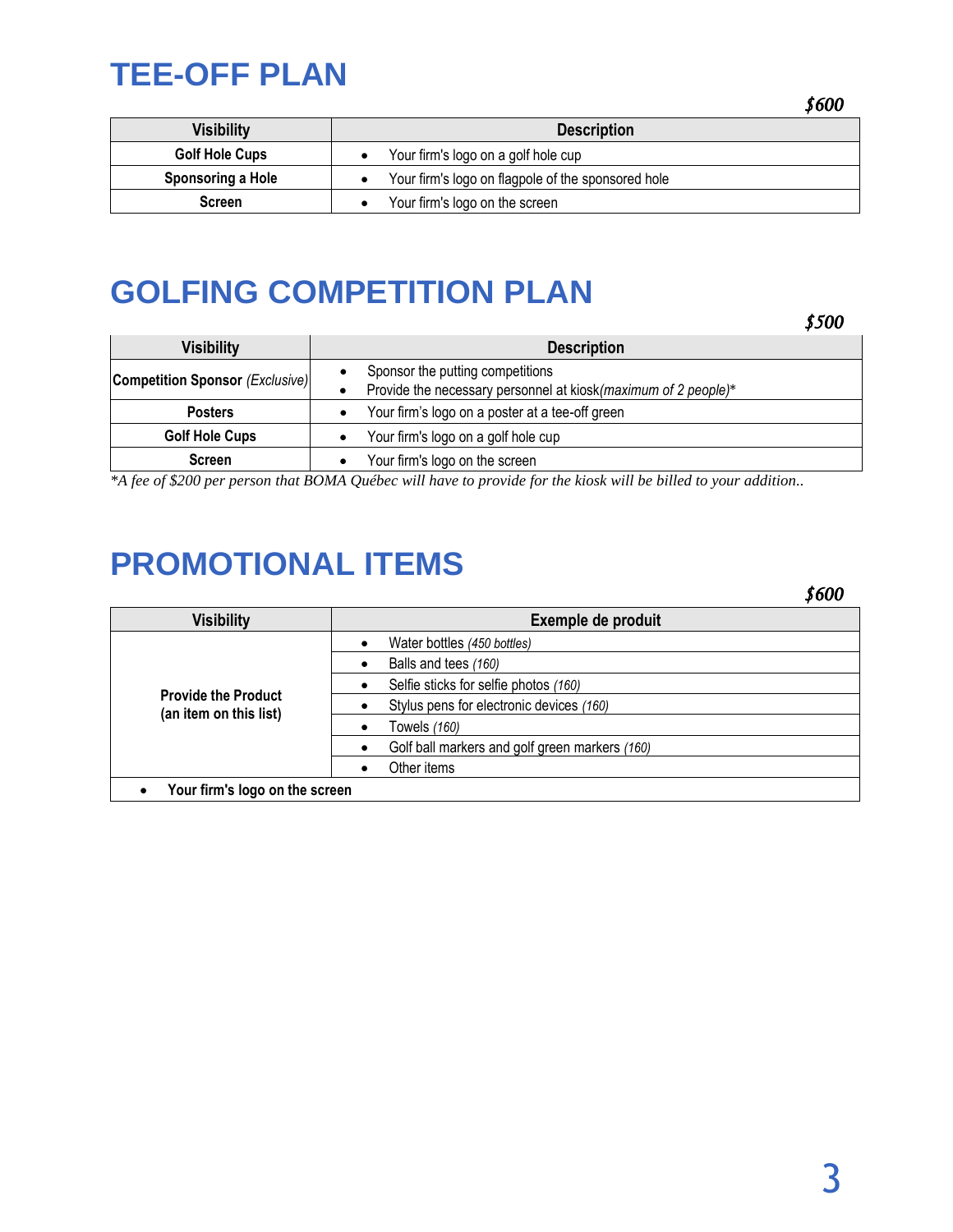# TEE-OFF PLAN

*$600*

| Visibility | Description |
|---|---|
| **Golf Hole Cups** | • Your firm's logo on a golf hole cup |
| **Sponsoring a Hole** | • Your firm's logo on flagpole of the sponsored hole |
| **Screen** | • Your firm's logo on the screen |

# GOLFING COMPETITION PLAN

*$500*

| Visibility | Description |
|---|---|
| **Competition Sponsor** *(Exclusive)* | • Sponsor the putting competitions<br>• Provide the necessary personnel at kiosk*(maximum of 2 people)** |
| **Posters** | • Your firm's logo on a poster at a tee-off green |
| **Golf Hole Cups** | • Your firm's logo on a golf hole cup |
| **Screen** | • Your firm's logo on the screen |

*\*A fee of $200 per person that BOMA Québec will have to provide for the kiosk will be billed to your addition..*

# PROMOTIONAL ITEMS

*$600*

| Visibility | Exemple de produit |
|---|---|
| **Provide the Product (an item on this list)** | • Water bottles *(450 bottles)* |
| | • Balls and tees *(160)* |
| | • Selfie sticks for selfie photos *(160)* |
| | • Stylus pens for electronic devices *(160)* |
| | • Towels *(160)* |
| | • Golf ball markers and golf green markers *(160)* |
| | • Other items |
| **• Your firm's logo on the screen** | |